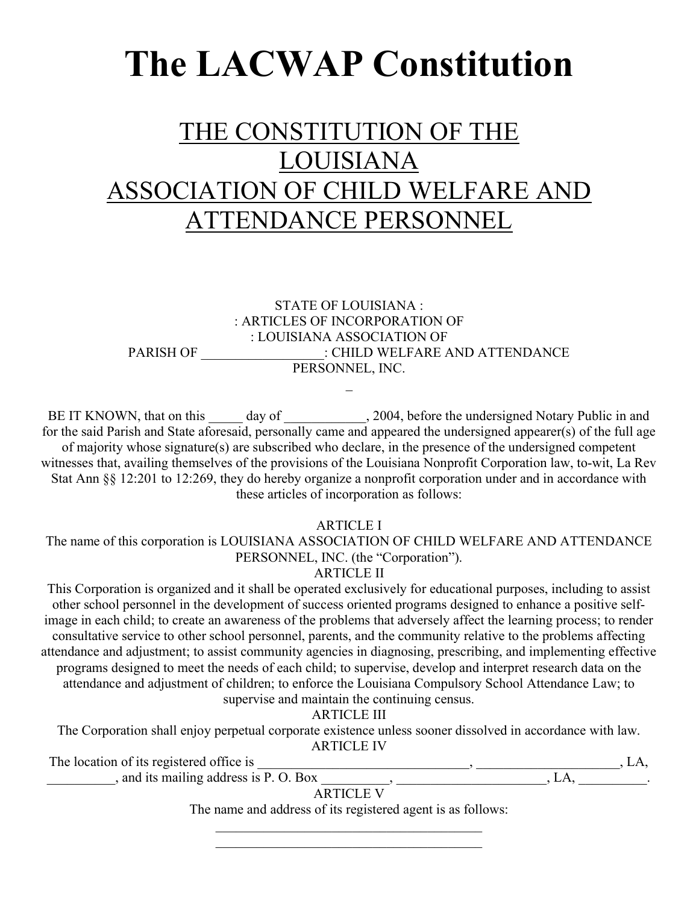# The LACWAP Constitution

## THE CONSTITUTION OF THE LOUISIANA ASSOCIATION OF CHILD WELFARE AND ATTENDANCE PERSONNEL

STATE OF LOUISIANA :
: ARTICLES OF INCORPORATION OF
: LOUISIANA ASSOCIATION OF
PARISH OF __________________: CHILD WELFARE AND ATTENDANCE PERSONNEL, INC.

_

BE IT KNOWN, that on this _____ day of ____________, 2004, before the undersigned Notary Public in and for the said Parish and State aforesaid, personally came and appeared the undersigned appearer(s) of the full age of majority whose signature(s) are subscribed who declare, in the presence of the undersigned competent witnesses that, availing themselves of the provisions of the Louisiana Nonprofit Corporation law, to-wit, La Rev Stat Ann §§ 12:201 to 12:269, they do hereby organize a nonprofit corporation under and in accordance with these articles of incorporation as follows:

ARTICLE I

The name of this corporation is LOUISIANA ASSOCIATION OF CHILD WELFARE AND ATTENDANCE PERSONNEL, INC. (the "Corporation").

ARTICLE II

This Corporation is organized and it shall be operated exclusively for educational purposes, including to assist other school personnel in the development of success oriented programs designed to enhance a positive self-image in each child; to create an awareness of the problems that adversely affect the learning process; to render consultative service to other school personnel, parents, and the community relative to the problems affecting attendance and adjustment; to assist community agencies in diagnosing, prescribing, and implementing effective programs designed to meet the needs of each child; to supervise, develop and interpret research data on the attendance and adjustment of children; to enforce the Louisiana Compulsory School Attendance Law; to supervise and maintain the continuing census.

ARTICLE III

The Corporation shall enjoy perpetual corporate existence unless sooner dissolved in accordance with law.

ARTICLE IV

The location of its registered office is _______________________________, _____________________, LA, __________, and its mailing address is P. O. Box __________, ______________________, LA, __________.

ARTICLE V

The name and address of its registered agent is as follows:

________________________________________
________________________________________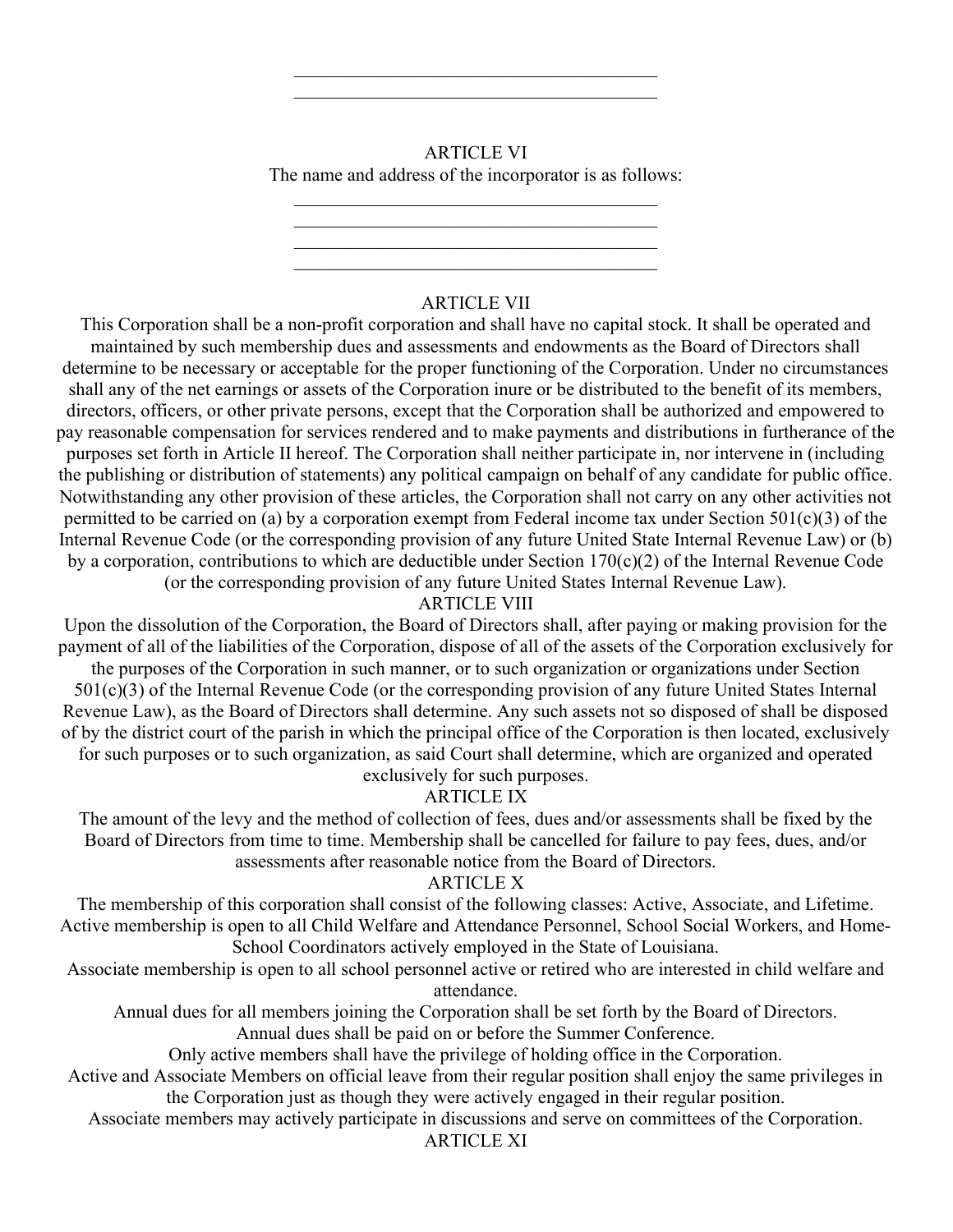\_\_\_\_\_\_\_\_\_\_\_\_\_\_\_\_\_\_\_\_\_\_\_\_\_\_\_\_\_\_\_\_\_\_\_\_\_\_\_\_

\_\_\_\_\_\_\_\_\_\_\_\_\_\_\_\_\_\_\_\_\_\_\_\_\_\_\_\_\_\_\_\_\_\_\_\_\_\_\_\_

ARTICLE VI

The name and address of the incorporator is as follows:

\_\_\_\_\_\_\_\_\_\_\_\_\_\_\_\_\_\_\_\_\_\_\_\_\_\_\_\_\_\_\_\_\_\_\_\_\_\_\_\_

\_\_\_\_\_\_\_\_\_\_\_\_\_\_\_\_\_\_\_\_\_\_\_\_\_\_\_\_\_\_\_\_\_\_\_\_\_\_\_\_

\_\_\_\_\_\_\_\_\_\_\_\_\_\_\_\_\_\_\_\_\_\_\_\_\_\_\_\_\_\_\_\_\_\_\_\_\_\_\_\_

\_\_\_\_\_\_\_\_\_\_\_\_\_\_\_\_\_\_\_\_\_\_\_\_\_\_\_\_\_\_\_\_\_\_\_\_\_\_\_\_

ARTICLE VII

This Corporation shall be a non-profit corporation and shall have no capital stock. It shall be operated and maintained by such membership dues and assessments and endowments as the Board of Directors shall determine to be necessary or acceptable for the proper functioning of the Corporation. Under no circumstances shall any of the net earnings or assets of the Corporation inure or be distributed to the benefit of its members, directors, officers, or other private persons, except that the Corporation shall be authorized and empowered to pay reasonable compensation for services rendered and to make payments and distributions in furtherance of the purposes set forth in Article II hereof. The Corporation shall neither participate in, nor intervene in (including the publishing or distribution of statements) any political campaign on behalf of any candidate for public office. Notwithstanding any other provision of these articles, the Corporation shall not carry on any other activities not permitted to be carried on (a) by a corporation exempt from Federal income tax under Section 501(c)(3) of the Internal Revenue Code (or the corresponding provision of any future United State Internal Revenue Law) or (b) by a corporation, contributions to which are deductible under Section 170(c)(2) of the Internal Revenue Code (or the corresponding provision of any future United States Internal Revenue Law).

ARTICLE VIII

Upon the dissolution of the Corporation, the Board of Directors shall, after paying or making provision for the payment of all of the liabilities of the Corporation, dispose of all of the assets of the Corporation exclusively for the purposes of the Corporation in such manner, or to such organization or organizations under Section 501(c)(3) of the Internal Revenue Code (or the corresponding provision of any future United States Internal Revenue Law), as the Board of Directors shall determine. Any such assets not so disposed of shall be disposed of by the district court of the parish in which the principal office of the Corporation is then located, exclusively for such purposes or to such organization, as said Court shall determine, which are organized and operated exclusively for such purposes.

ARTICLE IX

The amount of the levy and the method of collection of fees, dues and/or assessments shall be fixed by the Board of Directors from time to time. Membership shall be cancelled for failure to pay fees, dues, and/or assessments after reasonable notice from the Board of Directors.

ARTICLE X

The membership of this corporation shall consist of the following classes: Active, Associate, and Lifetime. Active membership is open to all Child Welfare and Attendance Personnel, School Social Workers, and Home-School Coordinators actively employed in the State of Louisiana.

Associate membership is open to all school personnel active or retired who are interested in child welfare and attendance.

Annual dues for all members joining the Corporation shall be set forth by the Board of Directors.

Annual dues shall be paid on or before the Summer Conference.

Only active members shall have the privilege of holding office in the Corporation.

Active and Associate Members on official leave from their regular position shall enjoy the same privileges in the Corporation just as though they were actively engaged in their regular position.

Associate members may actively participate in discussions and serve on committees of the Corporation.

ARTICLE XI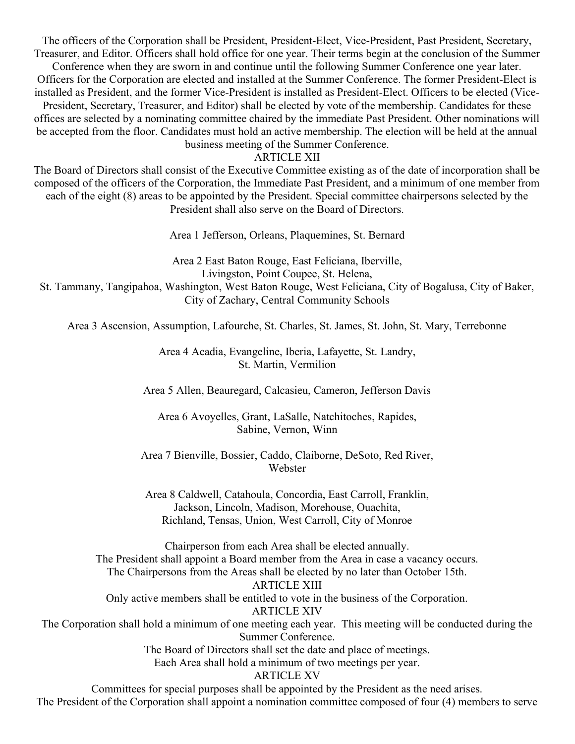The officers of the Corporation shall be President, President-Elect, Vice-President, Past President, Secretary, Treasurer, and Editor. Officers shall hold office for one year. Their terms begin at the conclusion of the Summer Conference when they are sworn in and continue until the following Summer Conference one year later. Officers for the Corporation are elected and installed at the Summer Conference. The former President-Elect is installed as President, and the former Vice-President is installed as President-Elect. Officers to be elected (Vice-President, Secretary, Treasurer, and Editor) shall be elected by vote of the membership. Candidates for these offices are selected by a nominating committee chaired by the immediate Past President. Other nominations will be accepted from the floor. Candidates must hold an active membership. The election will be held at the annual business meeting of the Summer Conference.

## ARTICLE XII

The Board of Directors shall consist of the Executive Committee existing as of the date of incorporation shall be composed of the officers of the Corporation, the Immediate Past President, and a minimum of one member from each of the eight (8) areas to be appointed by the President. Special committee chairpersons selected by the President shall also serve on the Board of Directors.

Area 1 Jefferson, Orleans, Plaquemines, St. Bernard

Area 2 East Baton Rouge, East Feliciana, Iberville, Livingston, Point Coupee, St. Helena, St. Tammany, Tangipahoa, Washington, West Baton Rouge, West Feliciana, City of Bogalusa, City of Baker, City of Zachary, Central Community Schools

Area 3 Ascension, Assumption, Lafourche, St. Charles, St. James, St. John, St. Mary, Terrebonne

Area 4 Acadia, Evangeline, Iberia, Lafayette, St. Landry, St. Martin, Vermilion

Area 5 Allen, Beauregard, Calcasieu, Cameron, Jefferson Davis

Area 6 Avoyelles, Grant, LaSalle, Natchitoches, Rapides, Sabine, Vernon, Winn

Area 7 Bienville, Bossier, Caddo, Claiborne, DeSoto, Red River, Webster

Area 8 Caldwell, Catahoula, Concordia, East Carroll, Franklin, Jackson, Lincoln, Madison, Morehouse, Ouachita, Richland, Tensas, Union, West Carroll, City of Monroe

Chairperson from each Area shall be elected annually.

The President shall appoint a Board member from the Area in case a vacancy occurs.

The Chairpersons from the Areas shall be elected by no later than October 15th.

## ARTICLE XIII

Only active members shall be entitled to vote in the business of the Corporation.

## ARTICLE XIV

The Corporation shall hold a minimum of one meeting each year. This meeting will be conducted during the Summer Conference.

The Board of Directors shall set the date and place of meetings.

Each Area shall hold a minimum of two meetings per year.

## ARTICLE XV

Committees for special purposes shall be appointed by the President as the need arises.

The President of the Corporation shall appoint a nomination committee composed of four (4) members to serve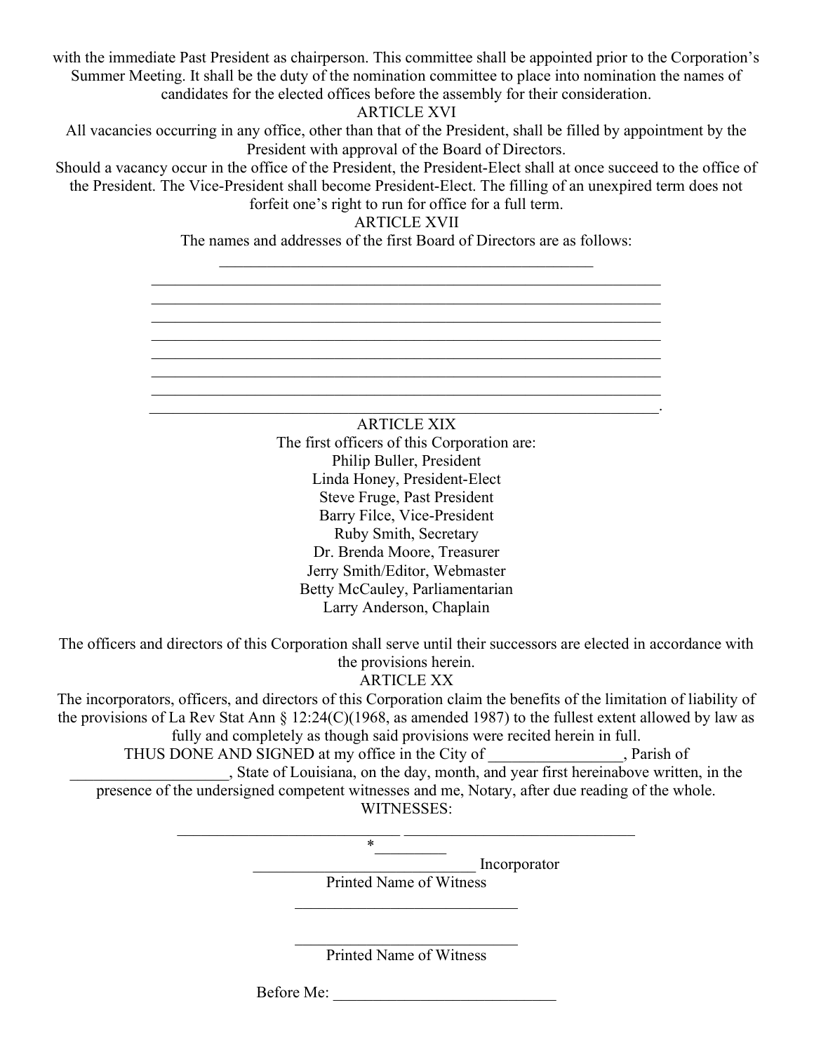with the immediate Past President as chairperson. This committee shall be appointed prior to the Corporation's Summer Meeting. It shall be the duty of the nomination committee to place into nomination the names of candidates for the elected offices before the assembly for their consideration.

ARTICLE XVI

All vacancies occurring in any office, other than that of the President, shall be filled by appointment by the President with approval of the Board of Directors.

Should a vacancy occur in the office of the President, the President-Elect shall at once succeed to the office of the President. The Vice-President shall become President-Elect. The filling of an unexpired term does not forfeit one's right to run for office for a full term.

ARTICLE XVII

The names and addresses of the first Board of Directors are as follows:

________________________________________________

____________________________________________________________

____________________________________________________________

____________________________________________________________

____________________________________________________________

____________________________________________________________

____________________________________________________________

____________________________________________________________

____________________________________________________________.

ARTICLE XIX

The first officers of this Corporation are:

Philip Buller, President
Linda Honey, President-Elect
Steve Fruge, Past President
Barry Filce, Vice-President
Ruby Smith, Secretary
Dr. Brenda Moore, Treasurer
Jerry Smith/Editor, Webmaster
Betty McCauley, Parliamentarian
Larry Anderson, Chaplain

The officers and directors of this Corporation shall serve until their successors are elected in accordance with the provisions herein.

ARTICLE XX

The incorporators, officers, and directors of this Corporation claim the benefits of the limitation of liability of the provisions of La Rev Stat Ann § 12:24(C)(1968, as amended 1987) to the fullest extent allowed by law as fully and completely as though said provisions were recited herein in full.

THUS DONE AND SIGNED at my office in the City of _________________, Parish of ____________________, State of Louisiana, on the day, month, and year first hereinabove written, in the presence of the undersigned competent witnesses and me, Notary, after due reading of the whole.

WITNESSES:

____________________________ ____________________________

*_________

____________________________ Incorporator

Printed Name of Witness

____________________________

____________________________

Printed Name of Witness

Before Me: ____________________________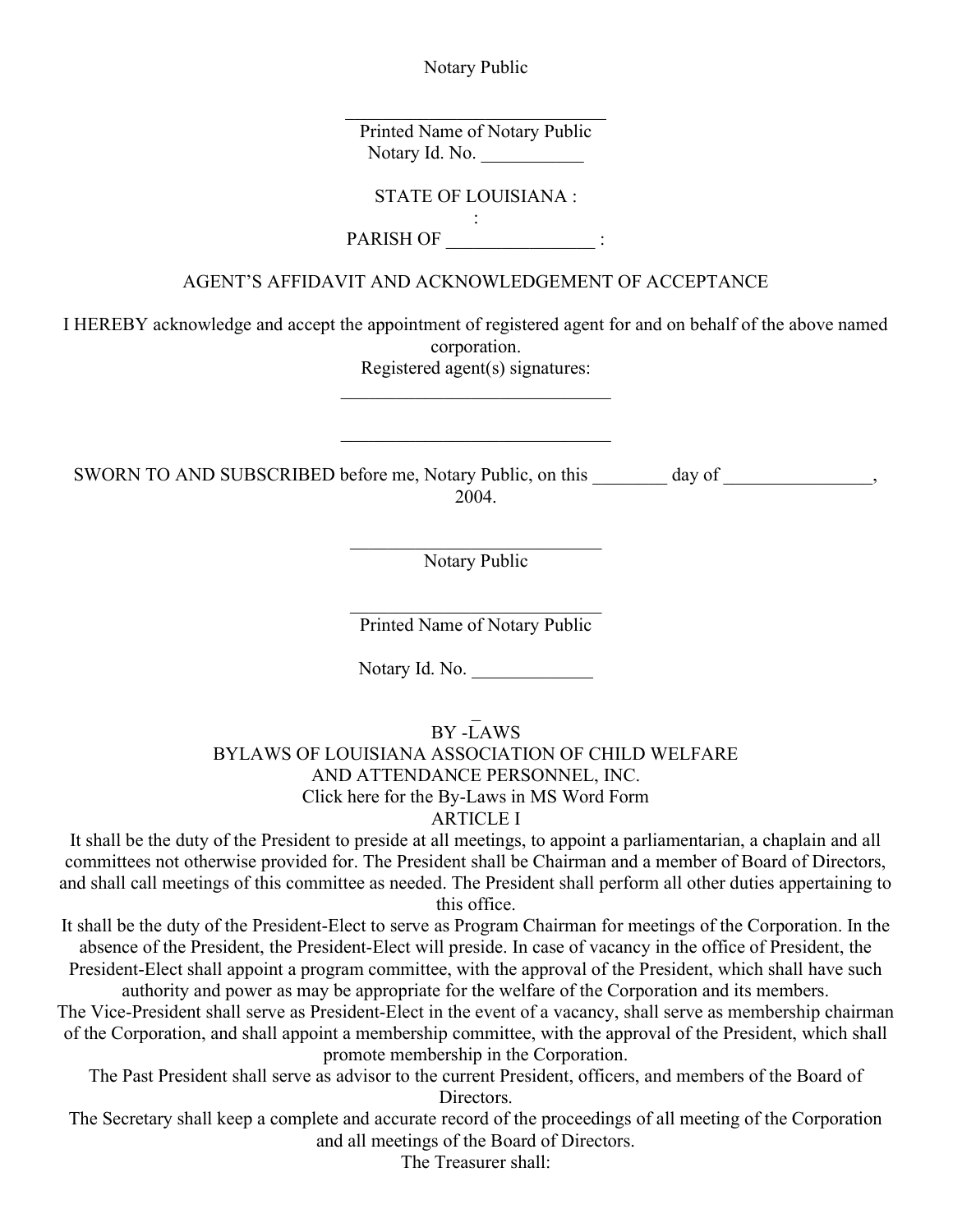Notary Public

_____________________________
Printed Name of Notary Public
Notary Id. No. ___________

STATE OF LOUISIANA :
:
PARISH OF ________________ :

AGENT'S AFFIDAVIT AND ACKNOWLEDGEMENT OF ACCEPTANCE

I HEREBY acknowledge and accept the appointment of registered agent for and on behalf of the above named corporation.
Registered agent(s) signatures:

_____________________________

_____________________________

SWORN TO AND SUBSCRIBED before me, Notary Public, on this ________ day of ________________, 2004.

_____________________________
Notary Public

_____________________________
Printed Name of Notary Public

Notary Id. No. _____________

BY -LAWS

BYLAWS OF LOUISIANA ASSOCIATION OF CHILD WELFARE AND ATTENDANCE PERSONNEL, INC.

Click here for the By-Laws in MS Word Form

ARTICLE I

It shall be the duty of the President to preside at all meetings, to appoint a parliamentarian, a chaplain and all committees not otherwise provided for. The President shall be Chairman and a member of Board of Directors, and shall call meetings of this committee as needed. The President shall perform all other duties appertaining to this office.

It shall be the duty of the President-Elect to serve as Program Chairman for meetings of the Corporation. In the absence of the President, the President-Elect will preside. In case of vacancy in the office of President, the President-Elect shall appoint a program committee, with the approval of the President, which shall have such authority and power as may be appropriate for the welfare of the Corporation and its members.

The Vice-President shall serve as President-Elect in the event of a vacancy, shall serve as membership chairman of the Corporation, and shall appoint a membership committee, with the approval of the President, which shall promote membership in the Corporation.

The Past President shall serve as advisor to the current President, officers, and members of the Board of Directors.

The Secretary shall keep a complete and accurate record of the proceedings of all meeting of the Corporation and all meetings of the Board of Directors.

The Treasurer shall: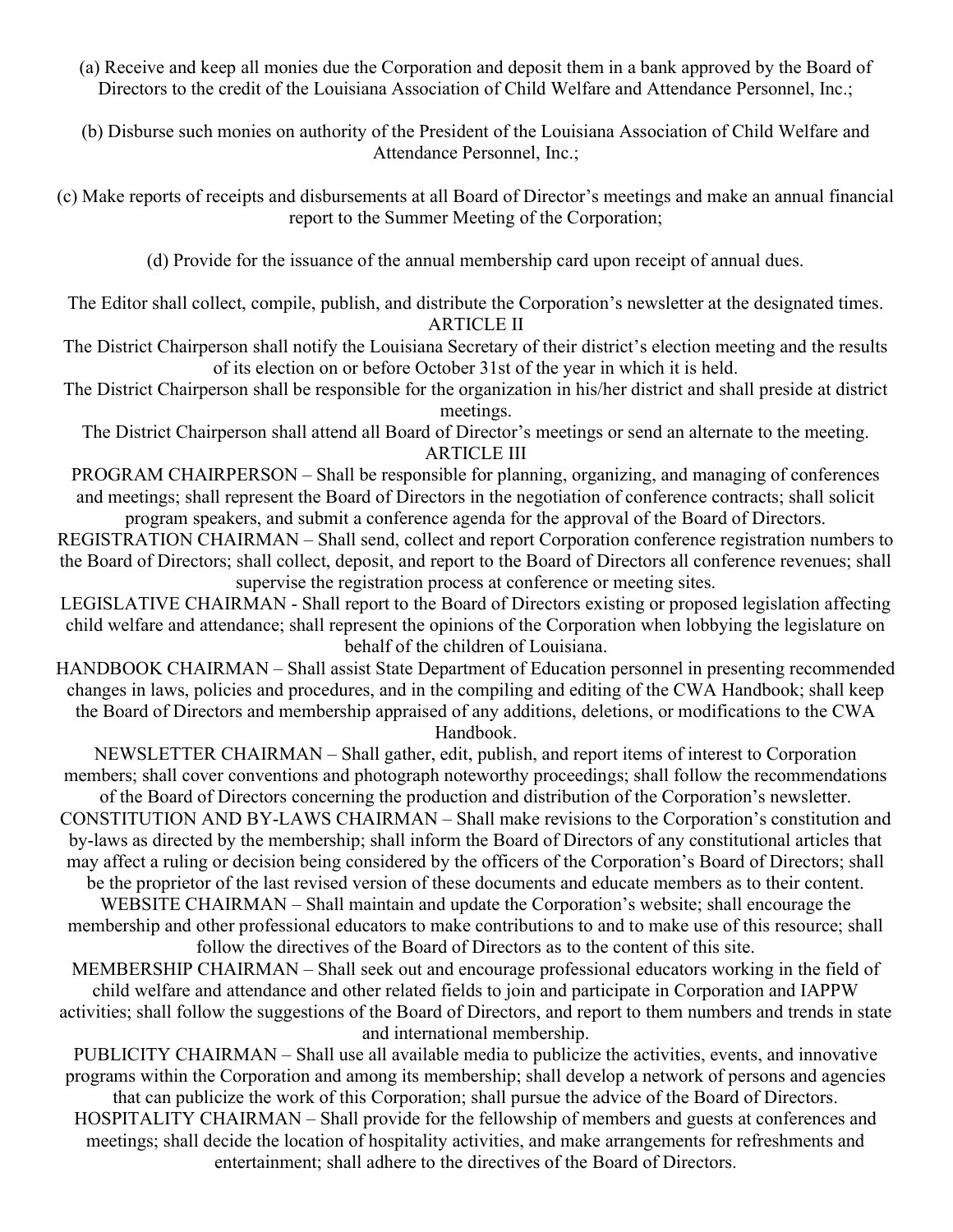(a) Receive and keep all monies due the Corporation and deposit them in a bank approved by the Board of Directors to the credit of the Louisiana Association of Child Welfare and Attendance Personnel, Inc.;

(b) Disburse such monies on authority of the President of the Louisiana Association of Child Welfare and Attendance Personnel, Inc.;

(c) Make reports of receipts and disbursements at all Board of Director's meetings and make an annual financial report to the Summer Meeting of the Corporation;

(d) Provide for the issuance of the annual membership card upon receipt of annual dues.

The Editor shall collect, compile, publish, and distribute the Corporation's newsletter at the designated times.

## ARTICLE II

The District Chairperson shall notify the Louisiana Secretary of their district's election meeting and the results of its election on or before October 31st of the year in which it is held.

The District Chairperson shall be responsible for the organization in his/her district and shall preside at district meetings.

The District Chairperson shall attend all Board of Director's meetings or send an alternate to the meeting.

## ARTICLE III

PROGRAM CHAIRPERSON – Shall be responsible for planning, organizing, and managing of conferences and meetings; shall represent the Board of Directors in the negotiation of conference contracts; shall solicit program speakers, and submit a conference agenda for the approval of the Board of Directors.

REGISTRATION CHAIRMAN – Shall send, collect and report Corporation conference registration numbers to the Board of Directors; shall collect, deposit, and report to the Board of Directors all conference revenues; shall supervise the registration process at conference or meeting sites.

LEGISLATIVE CHAIRMAN - Shall report to the Board of Directors existing or proposed legislation affecting child welfare and attendance; shall represent the opinions of the Corporation when lobbying the legislature on behalf of the children of Louisiana.

HANDBOOK CHAIRMAN – Shall assist State Department of Education personnel in presenting recommended changes in laws, policies and procedures, and in the compiling and editing of the CWA Handbook; shall keep the Board of Directors and membership appraised of any additions, deletions, or modifications to the CWA Handbook.

NEWSLETTER CHAIRMAN – Shall gather, edit, publish, and report items of interest to Corporation members; shall cover conventions and photograph noteworthy proceedings; shall follow the recommendations of the Board of Directors concerning the production and distribution of the Corporation's newsletter.

CONSTITUTION AND BY-LAWS CHAIRMAN – Shall make revisions to the Corporation's constitution and by-laws as directed by the membership; shall inform the Board of Directors of any constitutional articles that may affect a ruling or decision being considered by the officers of the Corporation's Board of Directors; shall be the proprietor of the last revised version of these documents and educate members as to their content.

WEBSITE CHAIRMAN – Shall maintain and update the Corporation's website; shall encourage the membership and other professional educators to make contributions to and to make use of this resource; shall follow the directives of the Board of Directors as to the content of this site.

MEMBERSHIP CHAIRMAN – Shall seek out and encourage professional educators working in the field of child welfare and attendance and other related fields to join and participate in Corporation and IAPPW activities; shall follow the suggestions of the Board of Directors, and report to them numbers and trends in state and international membership.

PUBLICITY CHAIRMAN – Shall use all available media to publicize the activities, events, and innovative programs within the Corporation and among its membership; shall develop a network of persons and agencies that can publicize the work of this Corporation; shall pursue the advice of the Board of Directors.

HOSPITALITY CHAIRMAN – Shall provide for the fellowship of members and guests at conferences and meetings; shall decide the location of hospitality activities, and make arrangements for refreshments and entertainment; shall adhere to the directives of the Board of Directors.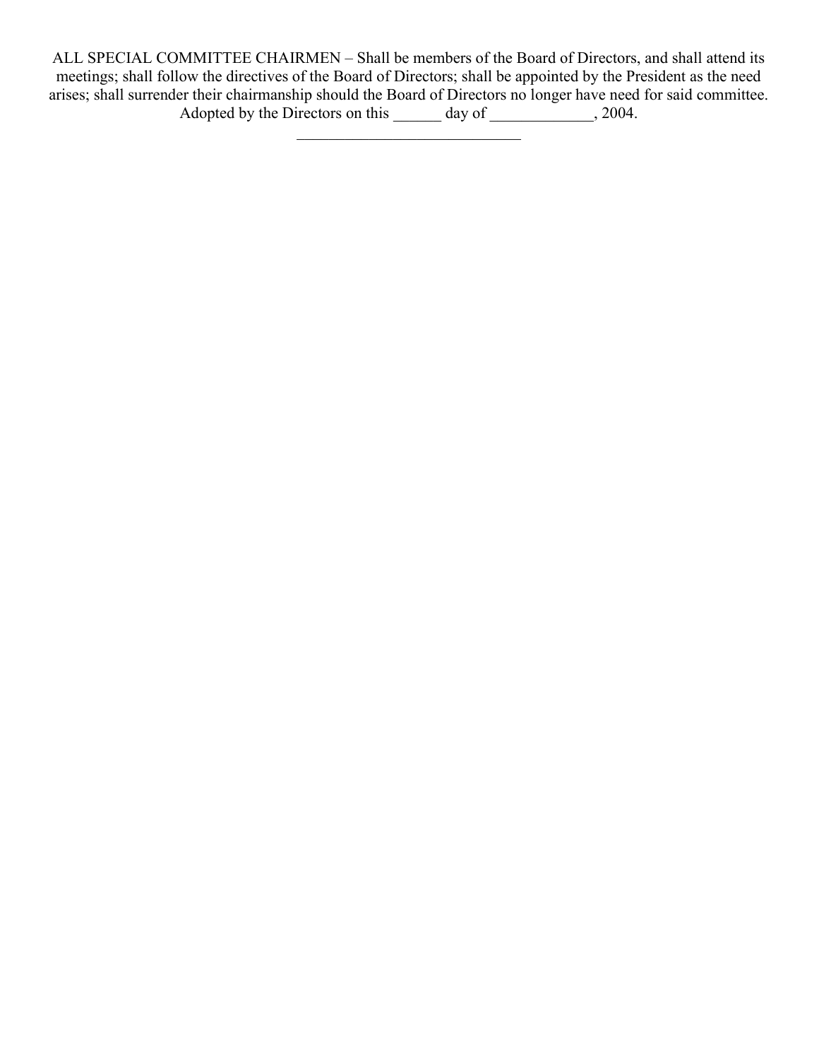ALL SPECIAL COMMITTEE CHAIRMEN – Shall be members of the Board of Directors, and shall attend its meetings; shall follow the directives of the Board of Directors; shall be appointed by the President as the need arises; shall surrender their chairmanship should the Board of Directors no longer have need for said committee.

Adopted by the Directors on this ______ day of _____________, 2004.

____________________________